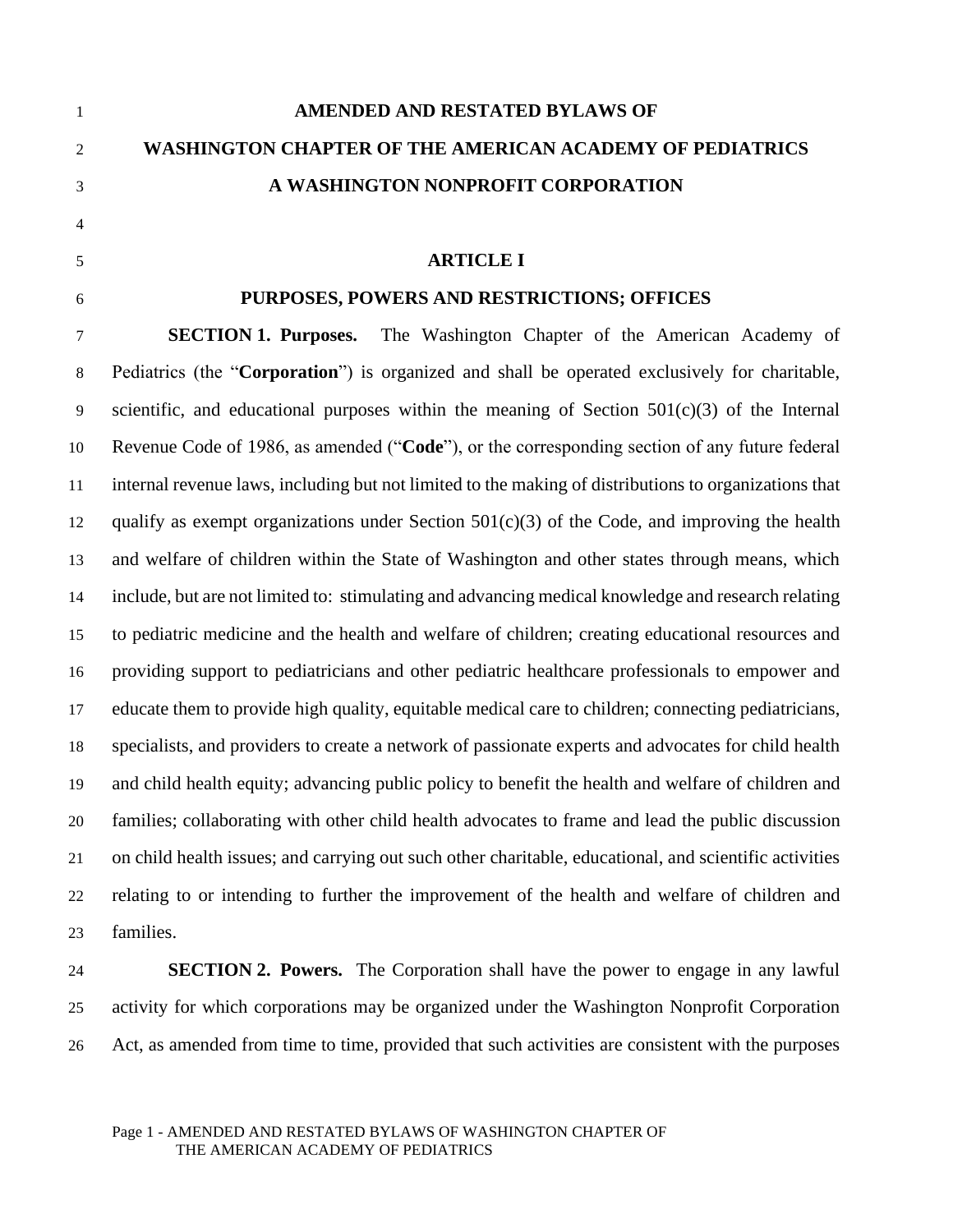# AMENDED AND RESTATED BYLAWS OF
# WASHINGTON CHAPTER OF THE AMERICAN ACADEMY OF PEDIATRICS
# A WASHINGTON NONPROFIT CORPORATION

## ARTICLE I

## PURPOSES, POWERS AND RESTRICTIONS; OFFICES

**SECTION 1. Purposes.** The Washington Chapter of the American Academy of Pediatrics (the "**Corporation**") is organized and shall be operated exclusively for charitable, scientific, and educational purposes within the meaning of Section 501(c)(3) of the Internal Revenue Code of 1986, as amended ("**Code**"), or the corresponding section of any future federal internal revenue laws, including but not limited to the making of distributions to organizations that qualify as exempt organizations under Section 501(c)(3) of the Code, and improving the health and welfare of children within the State of Washington and other states through means, which include, but are not limited to: stimulating and advancing medical knowledge and research relating to pediatric medicine and the health and welfare of children; creating educational resources and providing support to pediatricians and other pediatric healthcare professionals to empower and educate them to provide high quality, equitable medical care to children; connecting pediatricians, specialists, and providers to create a network of passionate experts and advocates for child health and child health equity; advancing public policy to benefit the health and welfare of children and families; collaborating with other child health advocates to frame and lead the public discussion on child health issues; and carrying out such other charitable, educational, and scientific activities relating to or intending to further the improvement of the health and welfare of children and families.

**SECTION 2. Powers.** The Corporation shall have the power to engage in any lawful activity for which corporations may be organized under the Washington Nonprofit Corporation Act, as amended from time to time, provided that such activities are consistent with the purposes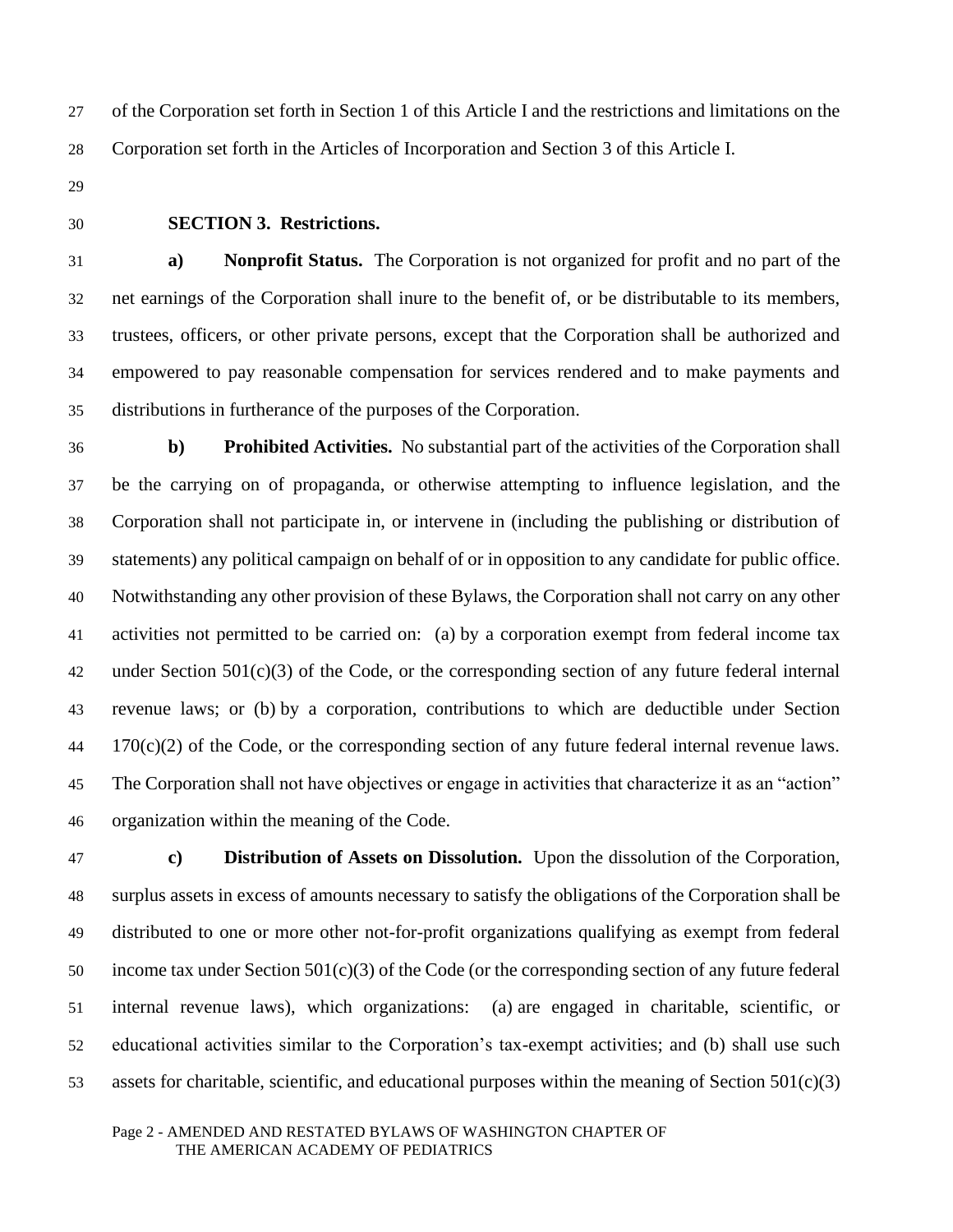of the Corporation set forth in Section 1 of this Article I and the restrictions and limitations on the Corporation set forth in the Articles of Incorporation and Section 3 of this Article I.

**SECTION 3. Restrictions.**

**a) Nonprofit Status.** The Corporation is not organized for profit and no part of the net earnings of the Corporation shall inure to the benefit of, or be distributable to its members, trustees, officers, or other private persons, except that the Corporation shall be authorized and empowered to pay reasonable compensation for services rendered and to make payments and distributions in furtherance of the purposes of the Corporation.

**b) Prohibited Activities.** No substantial part of the activities of the Corporation shall be the carrying on of propaganda, or otherwise attempting to influence legislation, and the Corporation shall not participate in, or intervene in (including the publishing or distribution of statements) any political campaign on behalf of or in opposition to any candidate for public office. Notwithstanding any other provision of these Bylaws, the Corporation shall not carry on any other activities not permitted to be carried on: (a) by a corporation exempt from federal income tax under Section 501(c)(3) of the Code, or the corresponding section of any future federal internal revenue laws; or (b) by a corporation, contributions to which are deductible under Section 170(c)(2) of the Code, or the corresponding section of any future federal internal revenue laws. The Corporation shall not have objectives or engage in activities that characterize it as an "action" organization within the meaning of the Code.

**c) Distribution of Assets on Dissolution.** Upon the dissolution of the Corporation, surplus assets in excess of amounts necessary to satisfy the obligations of the Corporation shall be distributed to one or more other not-for-profit organizations qualifying as exempt from federal income tax under Section 501(c)(3) of the Code (or the corresponding section of any future federal internal revenue laws), which organizations: (a) are engaged in charitable, scientific, or educational activities similar to the Corporation's tax-exempt activities; and (b) shall use such assets for charitable, scientific, and educational purposes within the meaning of Section 501(c)(3)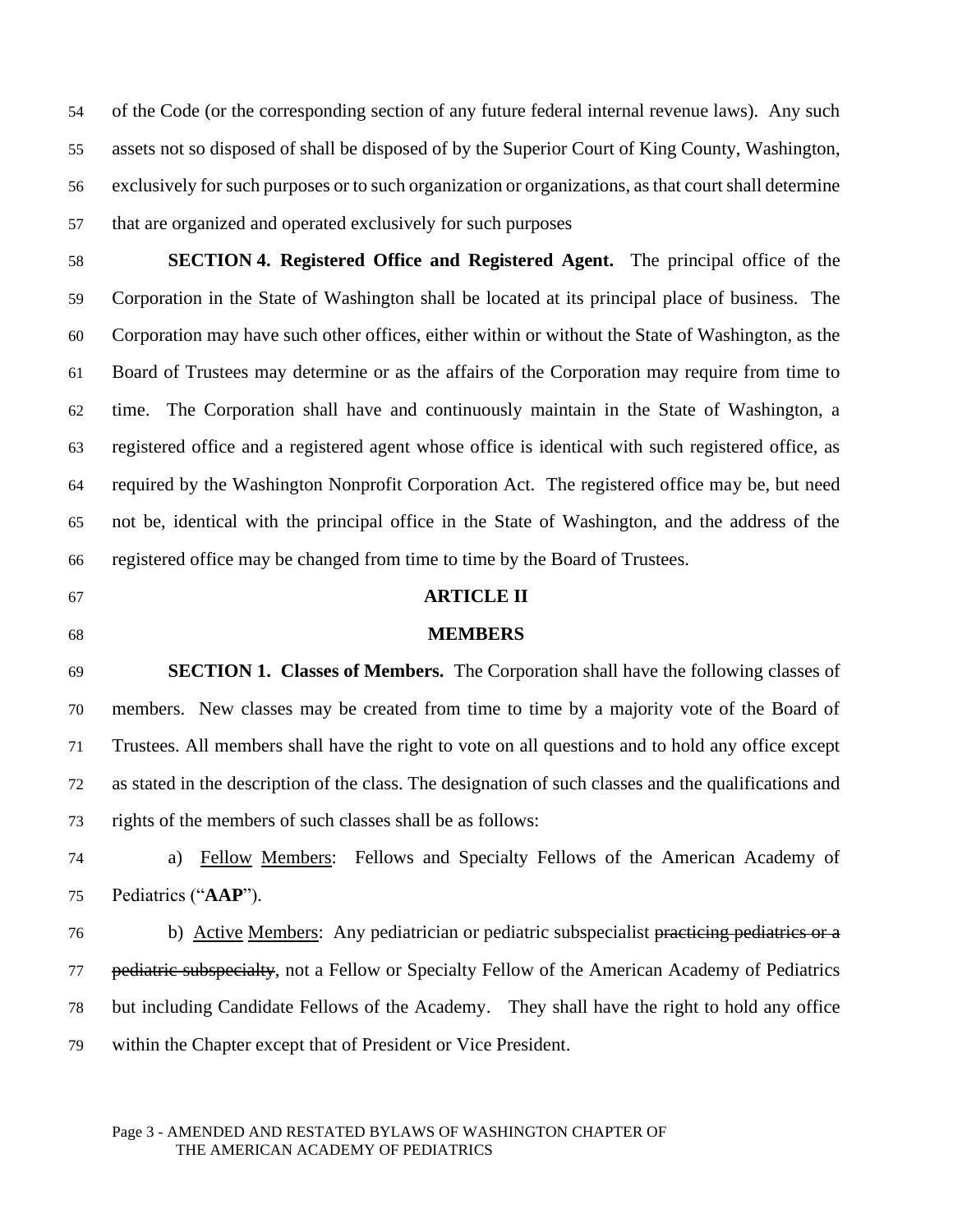of the Code (or the corresponding section of any future federal internal revenue laws). Any such assets not so disposed of shall be disposed of by the Superior Court of King County, Washington, exclusively for such purposes or to such organization or organizations, as that court shall determine that are organized and operated exclusively for such purposes

**SECTION 4. Registered Office and Registered Agent.** The principal office of the Corporation in the State of Washington shall be located at its principal place of business. The Corporation may have such other offices, either within or without the State of Washington, as the Board of Trustees may determine or as the affairs of the Corporation may require from time to time. The Corporation shall have and continuously maintain in the State of Washington, a registered office and a registered agent whose office is identical with such registered office, as required by the Washington Nonprofit Corporation Act. The registered office may be, but need not be, identical with the principal office in the State of Washington, and the address of the registered office may be changed from time to time by the Board of Trustees.

## ARTICLE II

## MEMBERS

**SECTION 1. Classes of Members.** The Corporation shall have the following classes of members. New classes may be created from time to time by a majority vote of the Board of Trustees. All members shall have the right to vote on all questions and to hold any office except as stated in the description of the class. The designation of such classes and the qualifications and rights of the members of such classes shall be as follows:

a) <u>Fellow</u> <u>Members</u>: Fellows and Specialty Fellows of the American Academy of Pediatrics ("**AAP**").

b) <u>Active</u> <u>Members</u>: Any pediatrician or pediatric subspecialist ~~practicing pediatrics or a pediatric subspecialty~~, not a Fellow or Specialty Fellow of the American Academy of Pediatrics but including Candidate Fellows of the Academy. They shall have the right to hold any office within the Chapter except that of President or Vice President.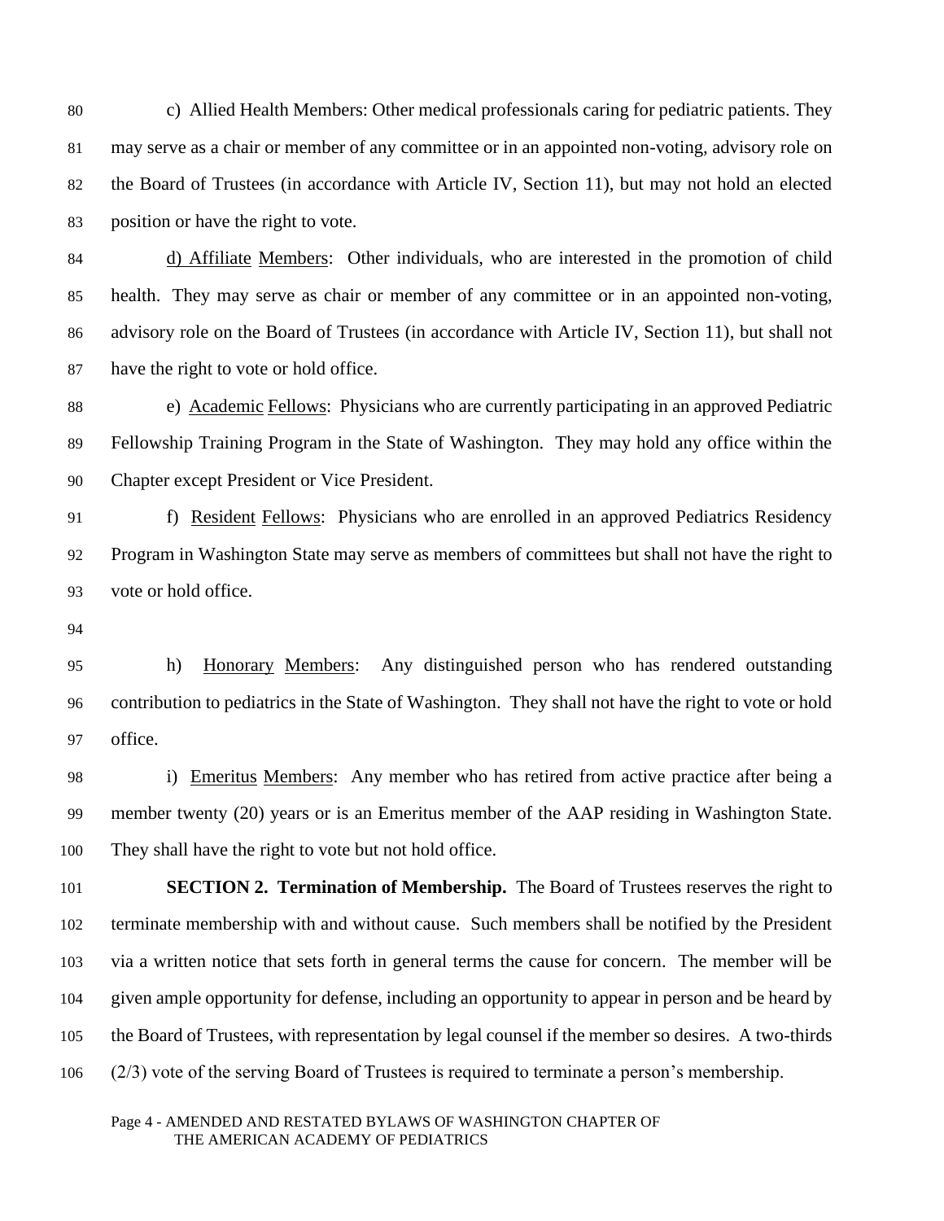c) Allied Health Members: Other medical professionals caring for pediatric patients. They may serve as a chair or member of any committee or in an appointed non-voting, advisory role on the Board of Trustees (in accordance with Article IV, Section 11), but may not hold an elected position or have the right to vote.

d) Affiliate Members: Other individuals, who are interested in the promotion of child health. They may serve as chair or member of any committee or in an appointed non-voting, advisory role on the Board of Trustees (in accordance with Article IV, Section 11), but shall not have the right to vote or hold office.

e) Academic Fellows: Physicians who are currently participating in an approved Pediatric Fellowship Training Program in the State of Washington. They may hold any office within the Chapter except President or Vice President.

f) Resident Fellows: Physicians who are enrolled in an approved Pediatrics Residency Program in Washington State may serve as members of committees but shall not have the right to vote or hold office.

h) Honorary Members: Any distinguished person who has rendered outstanding contribution to pediatrics in the State of Washington. They shall not have the right to vote or hold office.

i) Emeritus Members: Any member who has retired from active practice after being a member twenty (20) years or is an Emeritus member of the AAP residing in Washington State. They shall have the right to vote but not hold office.

**SECTION 2. Termination of Membership.** The Board of Trustees reserves the right to terminate membership with and without cause. Such members shall be notified by the President via a written notice that sets forth in general terms the cause for concern. The member will be given ample opportunity for defense, including an opportunity to appear in person and be heard by the Board of Trustees, with representation by legal counsel if the member so desires. A two-thirds (2/3) vote of the serving Board of Trustees is required to terminate a person's membership.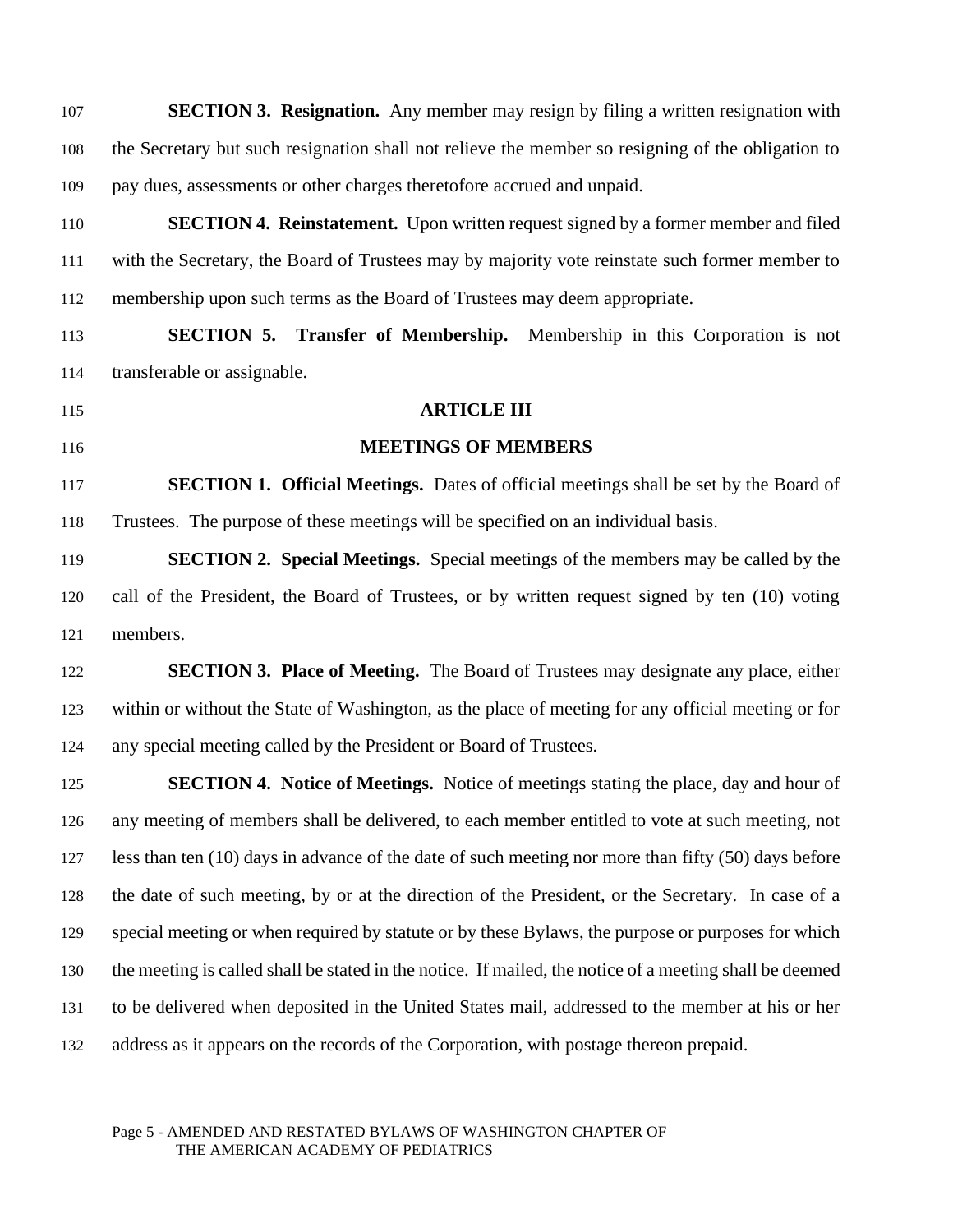**SECTION 3. Resignation.** Any member may resign by filing a written resignation with the Secretary but such resignation shall not relieve the member so resigning of the obligation to pay dues, assessments or other charges theretofore accrued and unpaid.

**SECTION 4. Reinstatement.** Upon written request signed by a former member and filed with the Secretary, the Board of Trustees may by majority vote reinstate such former member to membership upon such terms as the Board of Trustees may deem appropriate.

**SECTION 5. Transfer of Membership.** Membership in this Corporation is not transferable or assignable.

## ARTICLE III

## MEETINGS OF MEMBERS

**SECTION 1. Official Meetings.** Dates of official meetings shall be set by the Board of Trustees. The purpose of these meetings will be specified on an individual basis.

**SECTION 2. Special Meetings.** Special meetings of the members may be called by the call of the President, the Board of Trustees, or by written request signed by ten (10) voting members.

**SECTION 3. Place of Meeting.** The Board of Trustees may designate any place, either within or without the State of Washington, as the place of meeting for any official meeting or for any special meeting called by the President or Board of Trustees.

**SECTION 4. Notice of Meetings.** Notice of meetings stating the place, day and hour of any meeting of members shall be delivered, to each member entitled to vote at such meeting, not less than ten (10) days in advance of the date of such meeting nor more than fifty (50) days before the date of such meeting, by or at the direction of the President, or the Secretary. In case of a special meeting or when required by statute or by these Bylaws, the purpose or purposes for which the meeting is called shall be stated in the notice. If mailed, the notice of a meeting shall be deemed to be delivered when deposited in the United States mail, addressed to the member at his or her address as it appears on the records of the Corporation, with postage thereon prepaid.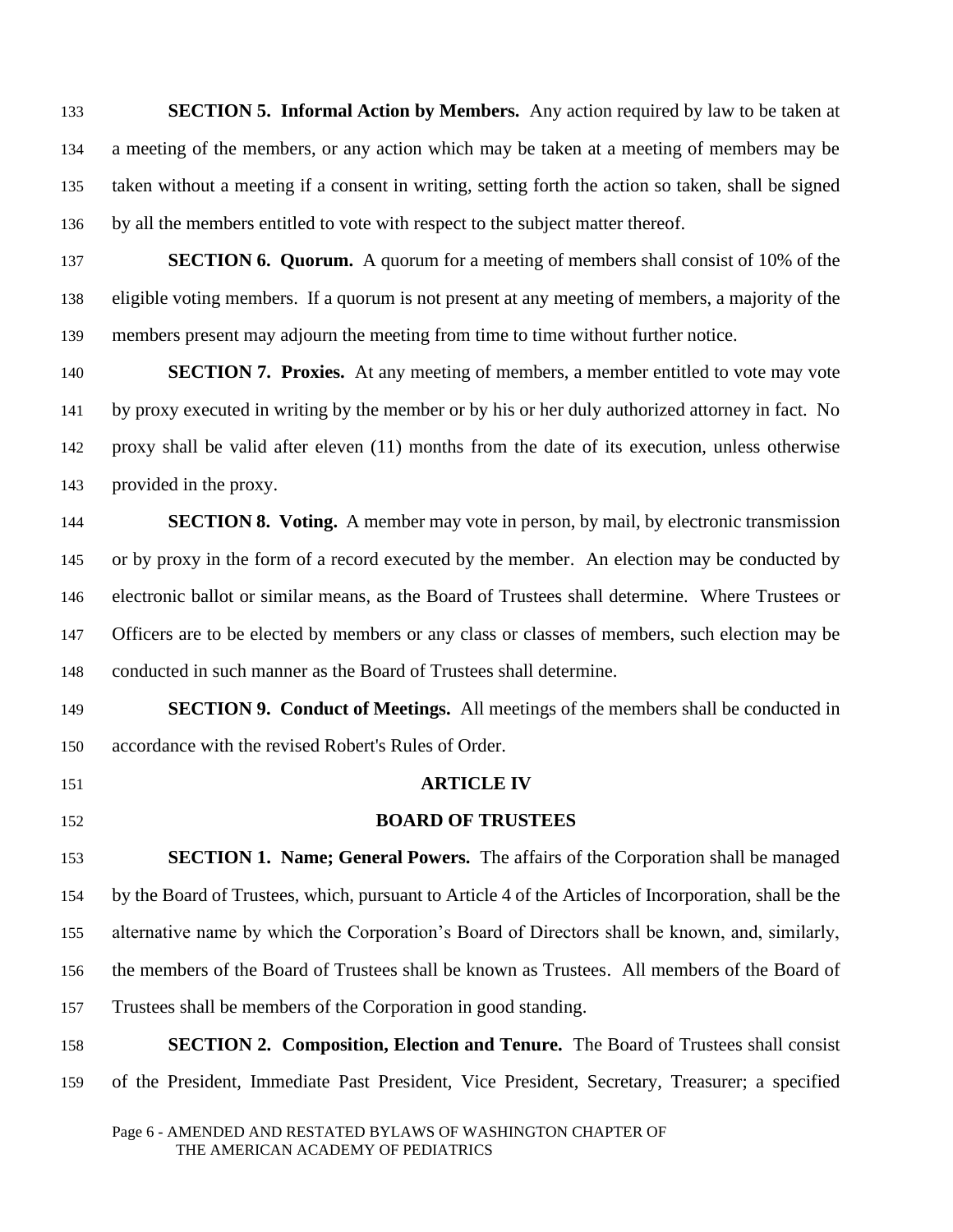**SECTION 5. Informal Action by Members.** Any action required by law to be taken at a meeting of the members, or any action which may be taken at a meeting of members may be taken without a meeting if a consent in writing, setting forth the action so taken, shall be signed by all the members entitled to vote with respect to the subject matter thereof.

**SECTION 6. Quorum.** A quorum for a meeting of members shall consist of 10% of the eligible voting members. If a quorum is not present at any meeting of members, a majority of the members present may adjourn the meeting from time to time without further notice.

**SECTION 7. Proxies.** At any meeting of members, a member entitled to vote may vote by proxy executed in writing by the member or by his or her duly authorized attorney in fact. No proxy shall be valid after eleven (11) months from the date of its execution, unless otherwise provided in the proxy.

**SECTION 8. Voting.** A member may vote in person, by mail, by electronic transmission or by proxy in the form of a record executed by the member. An election may be conducted by electronic ballot or similar means, as the Board of Trustees shall determine. Where Trustees or Officers are to be elected by members or any class or classes of members, such election may be conducted in such manner as the Board of Trustees shall determine.

**SECTION 9. Conduct of Meetings.** All meetings of the members shall be conducted in accordance with the revised Robert's Rules of Order.

## ARTICLE IV

## BOARD OF TRUSTEES

**SECTION 1. Name; General Powers.** The affairs of the Corporation shall be managed by the Board of Trustees, which, pursuant to Article 4 of the Articles of Incorporation, shall be the alternative name by which the Corporation's Board of Directors shall be known, and, similarly, the members of the Board of Trustees shall be known as Trustees. All members of the Board of Trustees shall be members of the Corporation in good standing.

**SECTION 2. Composition, Election and Tenure.** The Board of Trustees shall consist of the President, Immediate Past President, Vice President, Secretary, Treasurer; a specified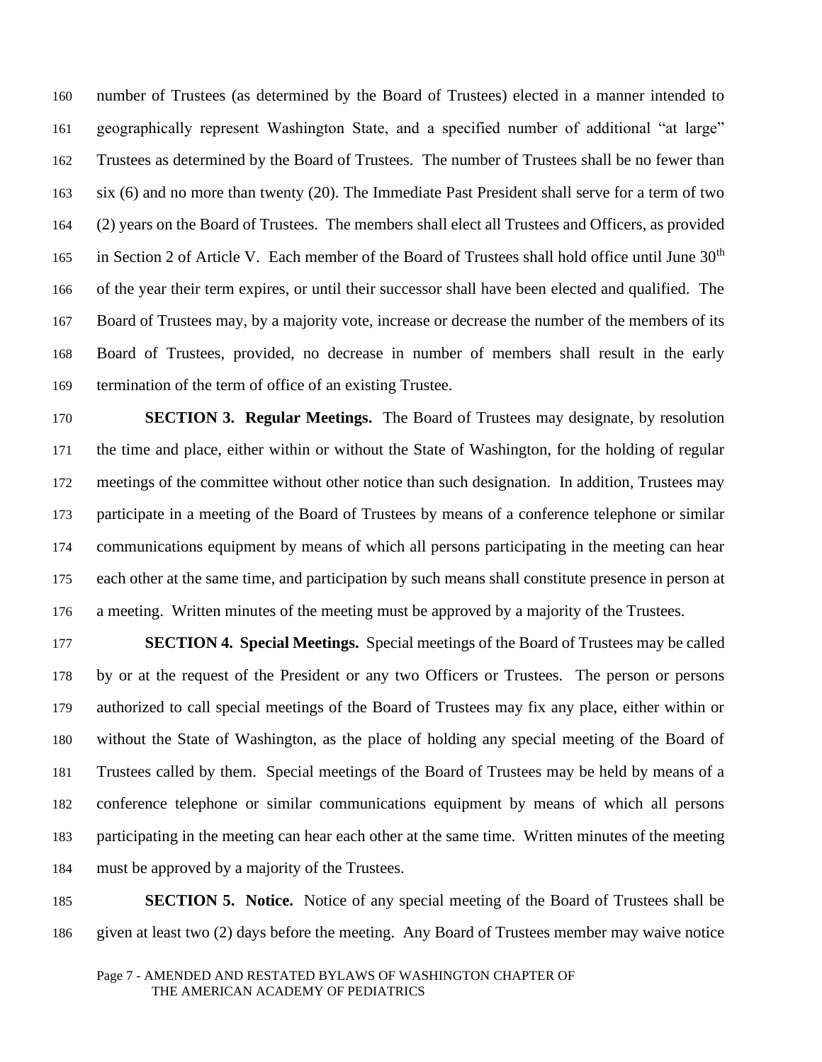number of Trustees (as determined by the Board of Trustees) elected in a manner intended to geographically represent Washington State, and a specified number of additional "at large" Trustees as determined by the Board of Trustees. The number of Trustees shall be no fewer than six (6) and no more than twenty (20). The Immediate Past President shall serve for a term of two (2) years on the Board of Trustees. The members shall elect all Trustees and Officers, as provided in Section 2 of Article V. Each member of the Board of Trustees shall hold office until June 30th of the year their term expires, or until their successor shall have been elected and qualified. The Board of Trustees may, by a majority vote, increase or decrease the number of the members of its Board of Trustees, provided, no decrease in number of members shall result in the early termination of the term of office of an existing Trustee.

**SECTION 3. Regular Meetings.** The Board of Trustees may designate, by resolution the time and place, either within or without the State of Washington, for the holding of regular meetings of the committee without other notice than such designation. In addition, Trustees may participate in a meeting of the Board of Trustees by means of a conference telephone or similar communications equipment by means of which all persons participating in the meeting can hear each other at the same time, and participation by such means shall constitute presence in person at a meeting. Written minutes of the meeting must be approved by a majority of the Trustees.

**SECTION 4. Special Meetings.** Special meetings of the Board of Trustees may be called by or at the request of the President or any two Officers or Trustees. The person or persons authorized to call special meetings of the Board of Trustees may fix any place, either within or without the State of Washington, as the place of holding any special meeting of the Board of Trustees called by them. Special meetings of the Board of Trustees may be held by means of a conference telephone or similar communications equipment by means of which all persons participating in the meeting can hear each other at the same time. Written minutes of the meeting must be approved by a majority of the Trustees.

**SECTION 5. Notice.** Notice of any special meeting of the Board of Trustees shall be given at least two (2) days before the meeting. Any Board of Trustees member may waive notice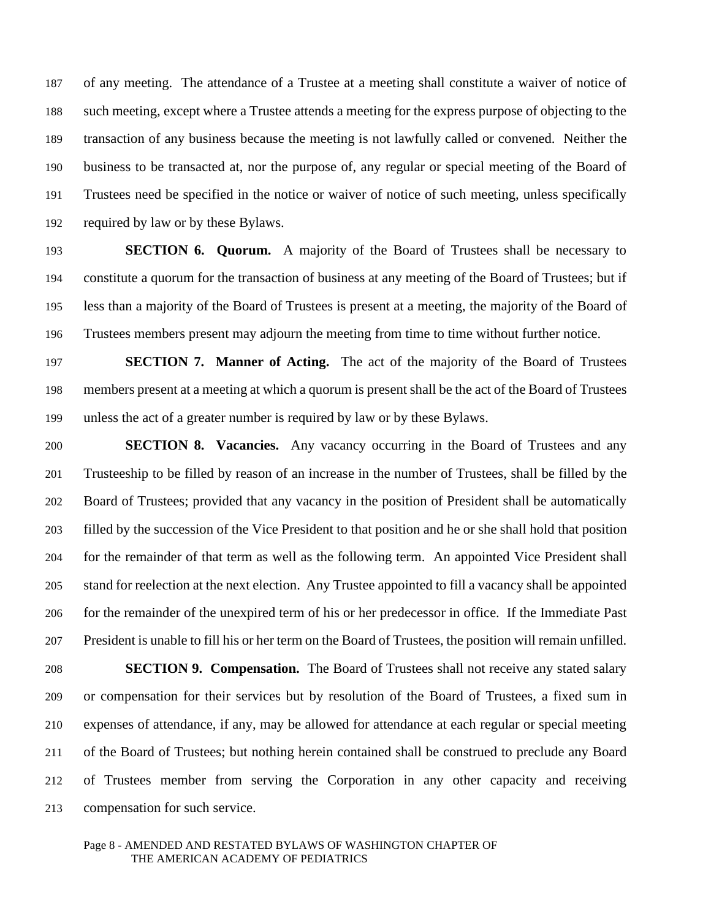of any meeting. The attendance of a Trustee at a meeting shall constitute a waiver of notice of such meeting, except where a Trustee attends a meeting for the express purpose of objecting to the transaction of any business because the meeting is not lawfully called or convened. Neither the business to be transacted at, nor the purpose of, any regular or special meeting of the Board of Trustees need be specified in the notice or waiver of notice of such meeting, unless specifically required by law or by these Bylaws.

**SECTION 6. Quorum.** A majority of the Board of Trustees shall be necessary to constitute a quorum for the transaction of business at any meeting of the Board of Trustees; but if less than a majority of the Board of Trustees is present at a meeting, the majority of the Board of Trustees members present may adjourn the meeting from time to time without further notice.

**SECTION 7. Manner of Acting.** The act of the majority of the Board of Trustees members present at a meeting at which a quorum is present shall be the act of the Board of Trustees unless the act of a greater number is required by law or by these Bylaws.

**SECTION 8. Vacancies.** Any vacancy occurring in the Board of Trustees and any Trusteeship to be filled by reason of an increase in the number of Trustees, shall be filled by the Board of Trustees; provided that any vacancy in the position of President shall be automatically filled by the succession of the Vice President to that position and he or she shall hold that position for the remainder of that term as well as the following term. An appointed Vice President shall stand for reelection at the next election. Any Trustee appointed to fill a vacancy shall be appointed for the remainder of the unexpired term of his or her predecessor in office. If the Immediate Past President is unable to fill his or her term on the Board of Trustees, the position will remain unfilled.

**SECTION 9. Compensation.** The Board of Trustees shall not receive any stated salary or compensation for their services but by resolution of the Board of Trustees, a fixed sum in expenses of attendance, if any, may be allowed for attendance at each regular or special meeting of the Board of Trustees; but nothing herein contained shall be construed to preclude any Board of Trustees member from serving the Corporation in any other capacity and receiving compensation for such service.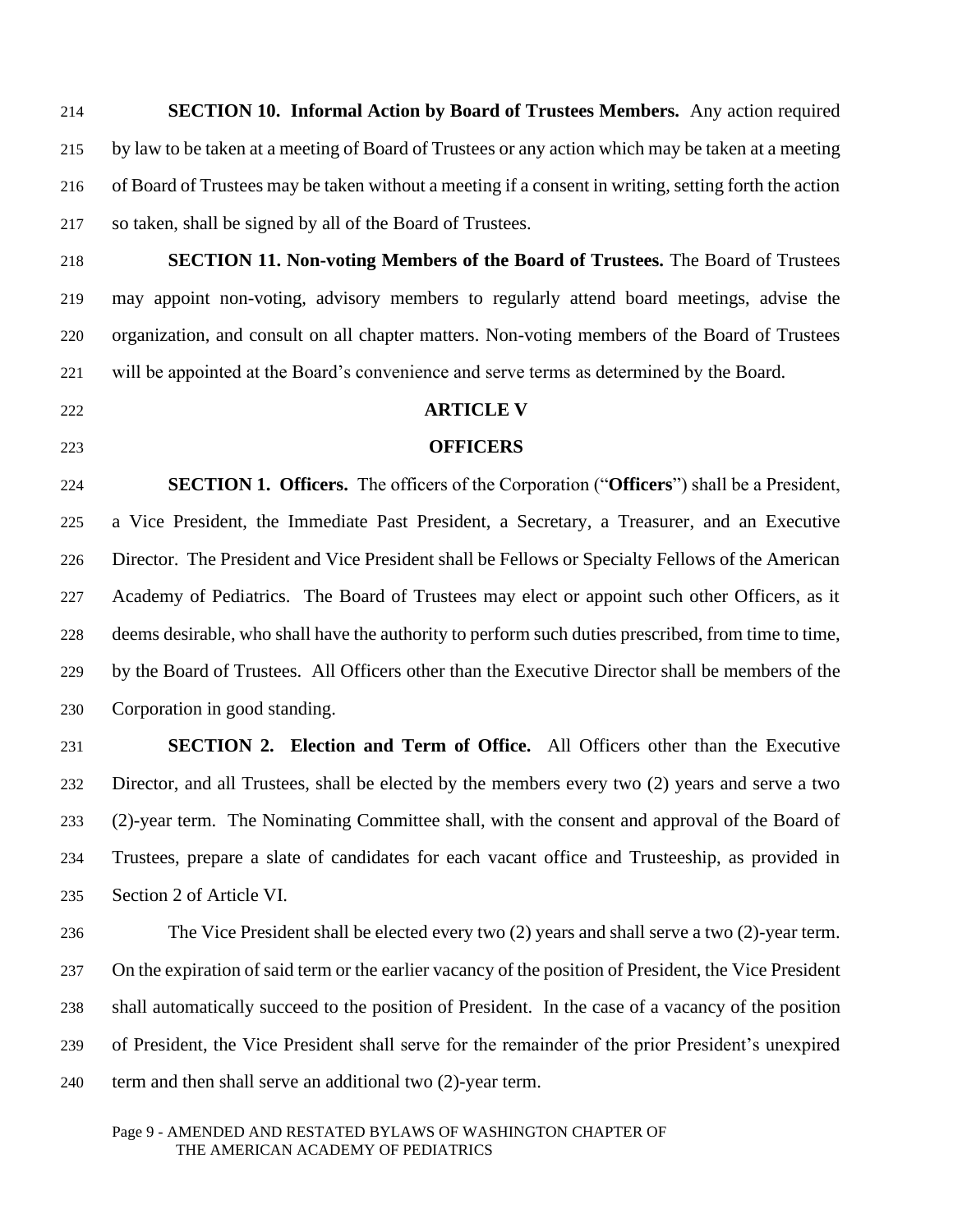**SECTION 10. Informal Action by Board of Trustees Members.** Any action required by law to be taken at a meeting of Board of Trustees or any action which may be taken at a meeting of Board of Trustees may be taken without a meeting if a consent in writing, setting forth the action so taken, shall be signed by all of the Board of Trustees.

**SECTION 11. Non-voting Members of the Board of Trustees.** The Board of Trustees may appoint non-voting, advisory members to regularly attend board meetings, advise the organization, and consult on all chapter matters. Non-voting members of the Board of Trustees will be appointed at the Board's convenience and serve terms as determined by the Board.

## ARTICLE V

## OFFICERS

**SECTION 1. Officers.** The officers of the Corporation ("**Officers**") shall be a President, a Vice President, the Immediate Past President, a Secretary, a Treasurer, and an Executive Director. The President and Vice President shall be Fellows or Specialty Fellows of the American Academy of Pediatrics. The Board of Trustees may elect or appoint such other Officers, as it deems desirable, who shall have the authority to perform such duties prescribed, from time to time, by the Board of Trustees. All Officers other than the Executive Director shall be members of the Corporation in good standing.

**SECTION 2. Election and Term of Office.** All Officers other than the Executive Director, and all Trustees, shall be elected by the members every two (2) years and serve a two (2)-year term. The Nominating Committee shall, with the consent and approval of the Board of Trustees, prepare a slate of candidates for each vacant office and Trusteeship, as provided in Section 2 of Article VI.

The Vice President shall be elected every two (2) years and shall serve a two (2)-year term. On the expiration of said term or the earlier vacancy of the position of President, the Vice President shall automatically succeed to the position of President. In the case of a vacancy of the position of President, the Vice President shall serve for the remainder of the prior President's unexpired term and then shall serve an additional two (2)-year term.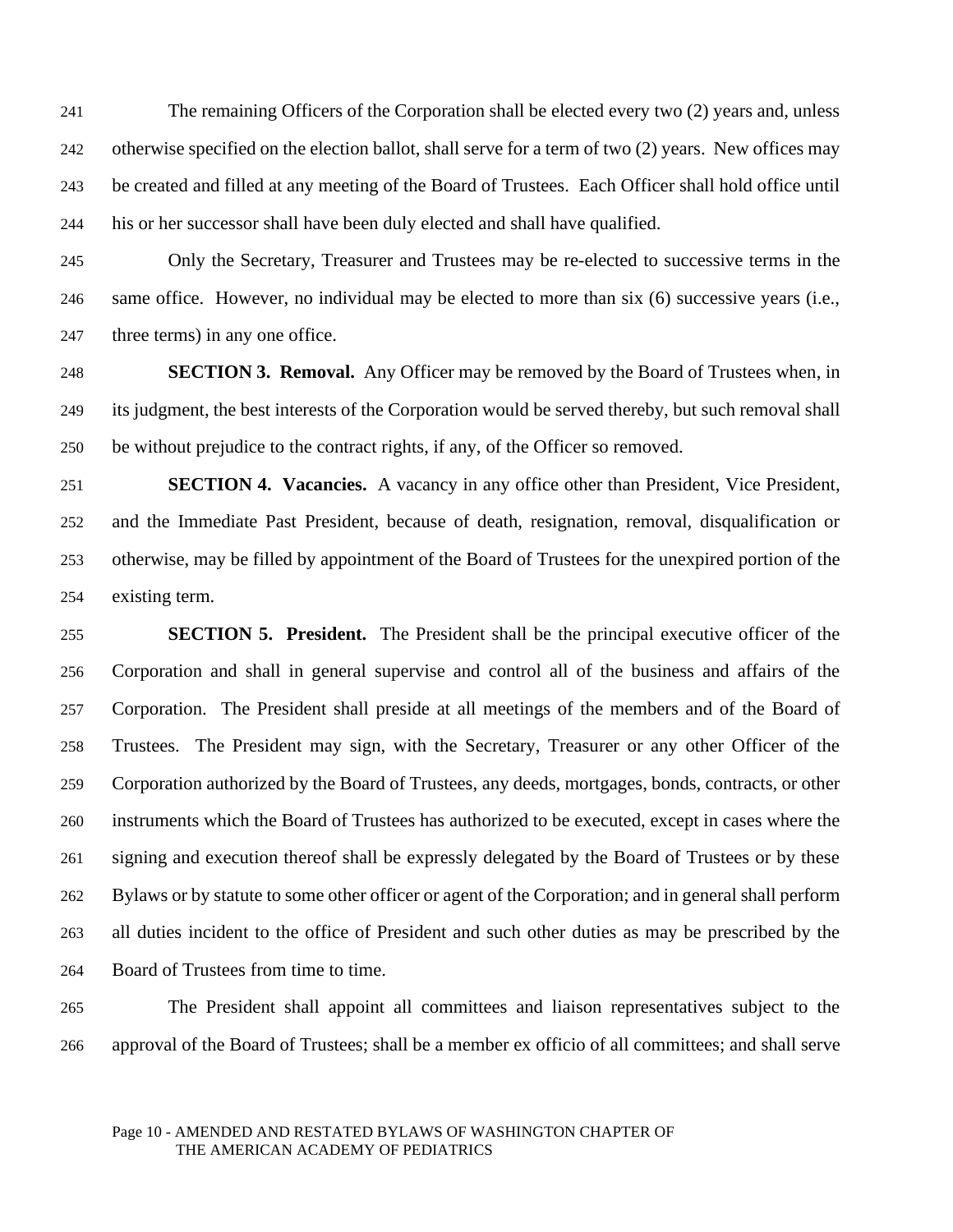The remaining Officers of the Corporation shall be elected every two (2) years and, unless otherwise specified on the election ballot, shall serve for a term of two (2) years. New offices may be created and filled at any meeting of the Board of Trustees. Each Officer shall hold office until his or her successor shall have been duly elected and shall have qualified.

Only the Secretary, Treasurer and Trustees may be re-elected to successive terms in the same office. However, no individual may be elected to more than six (6) successive years (i.e., three terms) in any one office.

**SECTION 3. Removal.** Any Officer may be removed by the Board of Trustees when, in its judgment, the best interests of the Corporation would be served thereby, but such removal shall be without prejudice to the contract rights, if any, of the Officer so removed.

**SECTION 4. Vacancies.** A vacancy in any office other than President, Vice President, and the Immediate Past President, because of death, resignation, removal, disqualification or otherwise, may be filled by appointment of the Board of Trustees for the unexpired portion of the existing term.

**SECTION 5. President.** The President shall be the principal executive officer of the Corporation and shall in general supervise and control all of the business and affairs of the Corporation. The President shall preside at all meetings of the members and of the Board of Trustees. The President may sign, with the Secretary, Treasurer or any other Officer of the Corporation authorized by the Board of Trustees, any deeds, mortgages, bonds, contracts, or other instruments which the Board of Trustees has authorized to be executed, except in cases where the signing and execution thereof shall be expressly delegated by the Board of Trustees or by these Bylaws or by statute to some other officer or agent of the Corporation; and in general shall perform all duties incident to the office of President and such other duties as may be prescribed by the Board of Trustees from time to time.

The President shall appoint all committees and liaison representatives subject to the approval of the Board of Trustees; shall be a member ex officio of all committees; and shall serve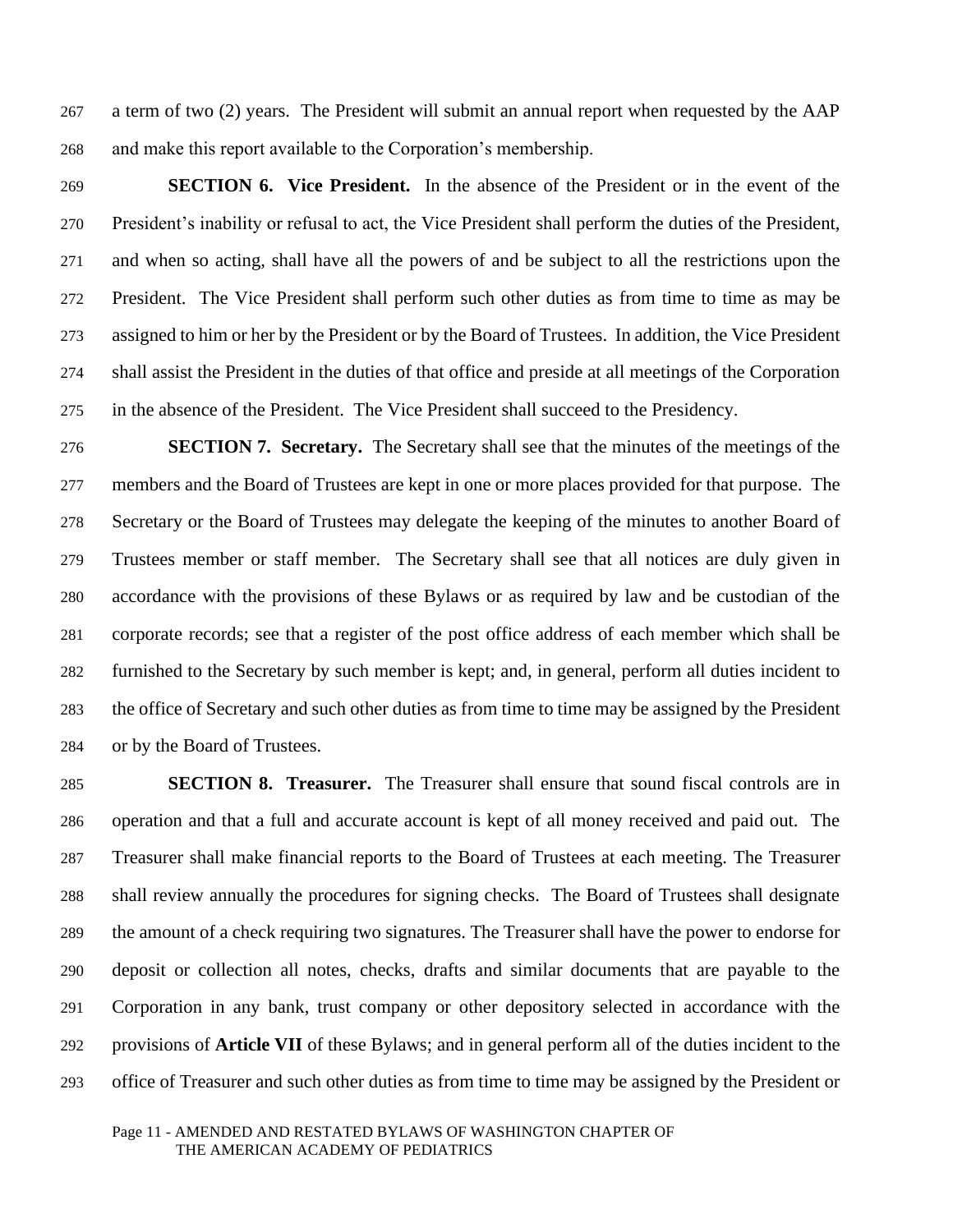a term of two (2) years. The President will submit an annual report when requested by the AAP and make this report available to the Corporation's membership.

**SECTION 6. Vice President.** In the absence of the President or in the event of the President's inability or refusal to act, the Vice President shall perform the duties of the President, and when so acting, shall have all the powers of and be subject to all the restrictions upon the President. The Vice President shall perform such other duties as from time to time as may be assigned to him or her by the President or by the Board of Trustees. In addition, the Vice President shall assist the President in the duties of that office and preside at all meetings of the Corporation in the absence of the President. The Vice President shall succeed to the Presidency.

**SECTION 7. Secretary.** The Secretary shall see that the minutes of the meetings of the members and the Board of Trustees are kept in one or more places provided for that purpose. The Secretary or the Board of Trustees may delegate the keeping of the minutes to another Board of Trustees member or staff member. The Secretary shall see that all notices are duly given in accordance with the provisions of these Bylaws or as required by law and be custodian of the corporate records; see that a register of the post office address of each member which shall be furnished to the Secretary by such member is kept; and, in general, perform all duties incident to the office of Secretary and such other duties as from time to time may be assigned by the President or by the Board of Trustees.

**SECTION 8. Treasurer.** The Treasurer shall ensure that sound fiscal controls are in operation and that a full and accurate account is kept of all money received and paid out. The Treasurer shall make financial reports to the Board of Trustees at each meeting. The Treasurer shall review annually the procedures for signing checks. The Board of Trustees shall designate the amount of a check requiring two signatures. The Treasurer shall have the power to endorse for deposit or collection all notes, checks, drafts and similar documents that are payable to the Corporation in any bank, trust company or other depository selected in accordance with the provisions of **Article VII** of these Bylaws; and in general perform all of the duties incident to the office of Treasurer and such other duties as from time to time may be assigned by the President or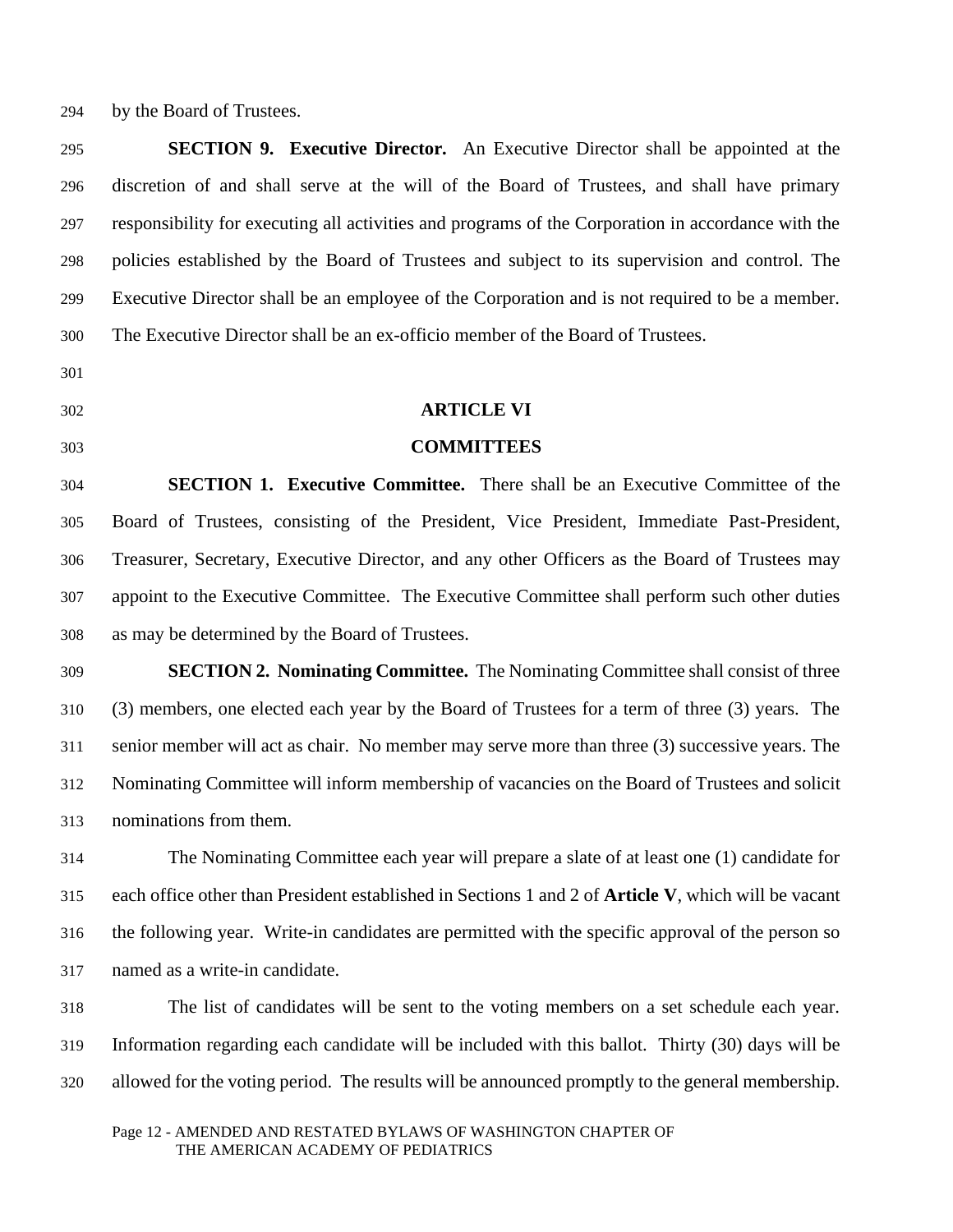by the Board of Trustees.

**SECTION 9. Executive Director.** An Executive Director shall be appointed at the discretion of and shall serve at the will of the Board of Trustees, and shall have primary responsibility for executing all activities and programs of the Corporation in accordance with the policies established by the Board of Trustees and subject to its supervision and control. The Executive Director shall be an employee of the Corporation and is not required to be a member. The Executive Director shall be an ex-officio member of the Board of Trustees.

## ARTICLE VI
## COMMITTEES

**SECTION 1. Executive Committee.** There shall be an Executive Committee of the Board of Trustees, consisting of the President, Vice President, Immediate Past-President, Treasurer, Secretary, Executive Director, and any other Officers as the Board of Trustees may appoint to the Executive Committee. The Executive Committee shall perform such other duties as may be determined by the Board of Trustees.

**SECTION 2. Nominating Committee.** The Nominating Committee shall consist of three (3) members, one elected each year by the Board of Trustees for a term of three (3) years. The senior member will act as chair. No member may serve more than three (3) successive years. The Nominating Committee will inform membership of vacancies on the Board of Trustees and solicit nominations from them.

The Nominating Committee each year will prepare a slate of at least one (1) candidate for each office other than President established in Sections 1 and 2 of **Article V**, which will be vacant the following year. Write-in candidates are permitted with the specific approval of the person so named as a write-in candidate.

The list of candidates will be sent to the voting members on a set schedule each year. Information regarding each candidate will be included with this ballot. Thirty (30) days will be allowed for the voting period. The results will be announced promptly to the general membership.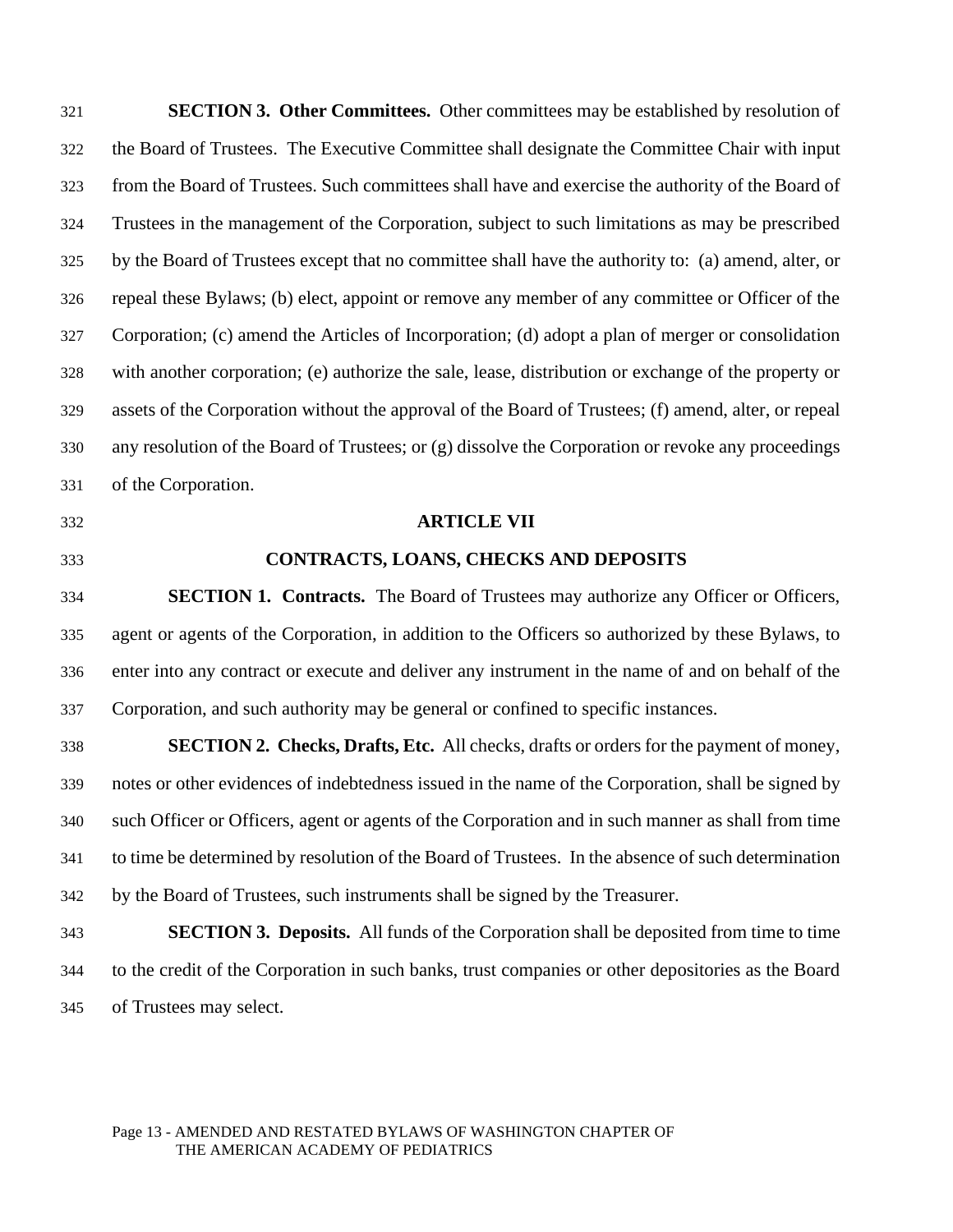**SECTION 3. Other Committees.** Other committees may be established by resolution of the Board of Trustees. The Executive Committee shall designate the Committee Chair with input from the Board of Trustees. Such committees shall have and exercise the authority of the Board of Trustees in the management of the Corporation, subject to such limitations as may be prescribed by the Board of Trustees except that no committee shall have the authority to: (a) amend, alter, or repeal these Bylaws; (b) elect, appoint or remove any member of any committee or Officer of the Corporation; (c) amend the Articles of Incorporation; (d) adopt a plan of merger or consolidation with another corporation; (e) authorize the sale, lease, distribution or exchange of the property or assets of the Corporation without the approval of the Board of Trustees; (f) amend, alter, or repeal any resolution of the Board of Trustees; or (g) dissolve the Corporation or revoke any proceedings of the Corporation.

## ARTICLE VII

## CONTRACTS, LOANS, CHECKS AND DEPOSITS

**SECTION 1. Contracts.** The Board of Trustees may authorize any Officer or Officers, agent or agents of the Corporation, in addition to the Officers so authorized by these Bylaws, to enter into any contract or execute and deliver any instrument in the name of and on behalf of the Corporation, and such authority may be general or confined to specific instances.

**SECTION 2. Checks, Drafts, Etc.** All checks, drafts or orders for the payment of money, notes or other evidences of indebtedness issued in the name of the Corporation, shall be signed by such Officer or Officers, agent or agents of the Corporation and in such manner as shall from time to time be determined by resolution of the Board of Trustees. In the absence of such determination by the Board of Trustees, such instruments shall be signed by the Treasurer.

**SECTION 3. Deposits.** All funds of the Corporation shall be deposited from time to time to the credit of the Corporation in such banks, trust companies or other depositories as the Board of Trustees may select.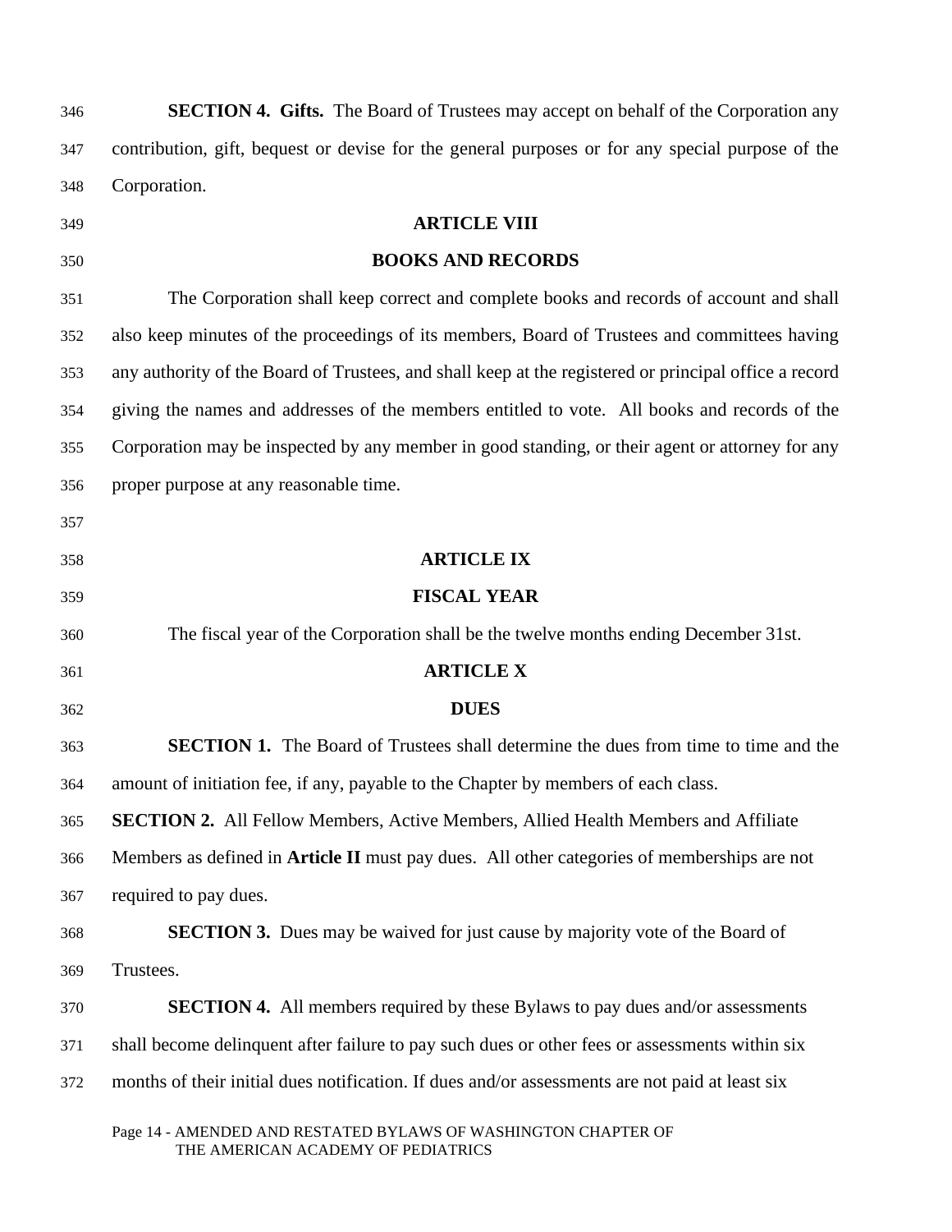**SECTION 4. Gifts.** The Board of Trustees may accept on behalf of the Corporation any contribution, gift, bequest or devise for the general purposes or for any special purpose of the Corporation.

## ARTICLE VIII

## BOOKS AND RECORDS

The Corporation shall keep correct and complete books and records of account and shall also keep minutes of the proceedings of its members, Board of Trustees and committees having any authority of the Board of Trustees, and shall keep at the registered or principal office a record giving the names and addresses of the members entitled to vote. All books and records of the Corporation may be inspected by any member in good standing, or their agent or attorney for any proper purpose at any reasonable time.

## ARTICLE IX

## FISCAL YEAR

The fiscal year of the Corporation shall be the twelve months ending December 31st.

## ARTICLE X

## DUES

**SECTION 1.** The Board of Trustees shall determine the dues from time to time and the amount of initiation fee, if any, payable to the Chapter by members of each class.

**SECTION 2.** All Fellow Members, Active Members, Allied Health Members and Affiliate Members as defined in **Article II** must pay dues. All other categories of memberships are not required to pay dues.

**SECTION 3.** Dues may be waived for just cause by majority vote of the Board of Trustees.

**SECTION 4.** All members required by these Bylaws to pay dues and/or assessments shall become delinquent after failure to pay such dues or other fees or assessments within six months of their initial dues notification. If dues and/or assessments are not paid at least six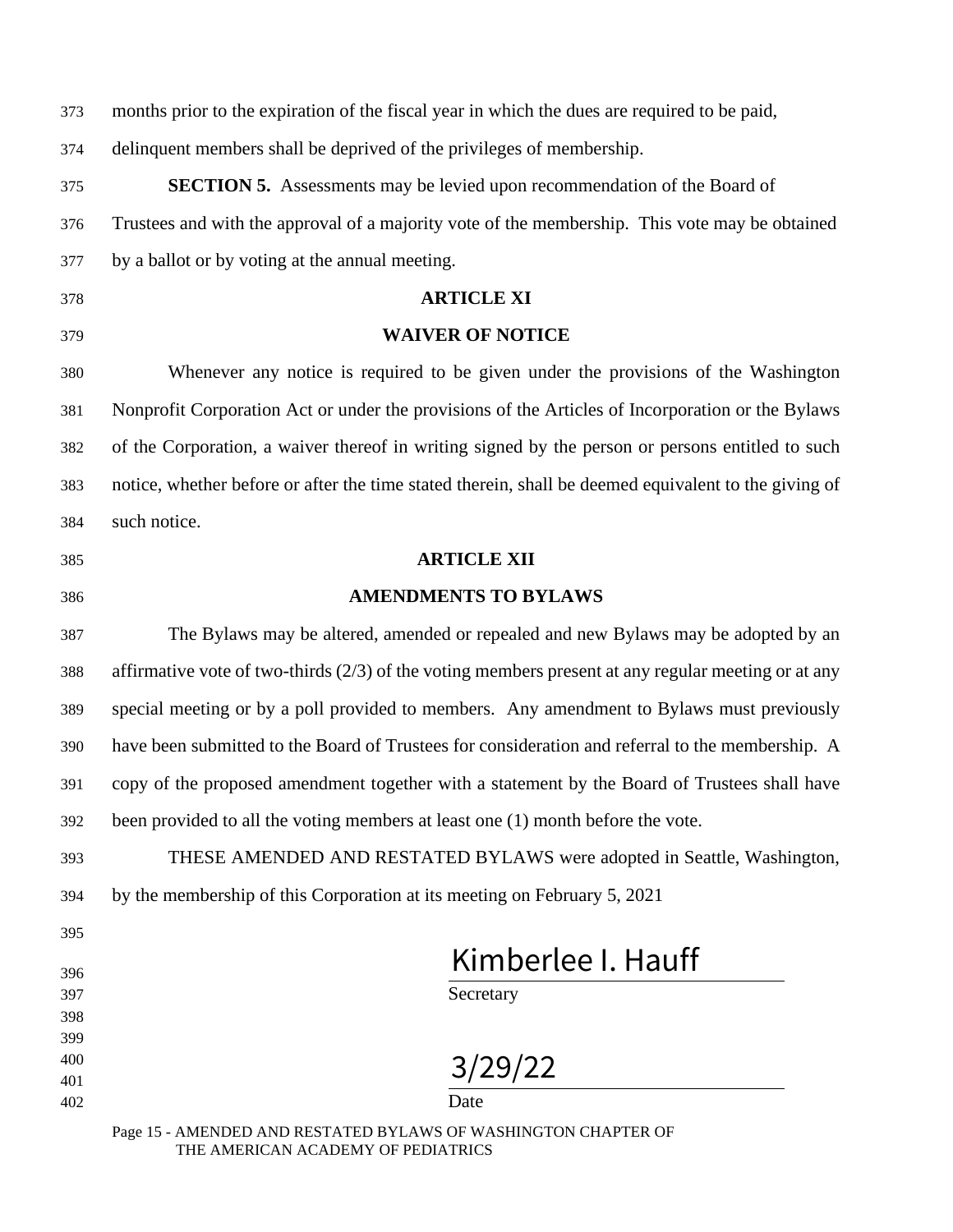months prior to the expiration of the fiscal year in which the dues are required to be paid, delinquent members shall be deprived of the privileges of membership.

**SECTION 5.** Assessments may be levied upon recommendation of the Board of Trustees and with the approval of a majority vote of the membership. This vote may be obtained by a ballot or by voting at the annual meeting.

## ARTICLE XI

## WAIVER OF NOTICE

Whenever any notice is required to be given under the provisions of the Washington Nonprofit Corporation Act or under the provisions of the Articles of Incorporation or the Bylaws of the Corporation, a waiver thereof in writing signed by the person or persons entitled to such notice, whether before or after the time stated therein, shall be deemed equivalent to the giving of such notice.

## ARTICLE XII

## AMENDMENTS TO BYLAWS

The Bylaws may be altered, amended or repealed and new Bylaws may be adopted by an affirmative vote of two-thirds (2/3) of the voting members present at any regular meeting or at any special meeting or by a poll provided to members. Any amendment to Bylaws must previously have been submitted to the Board of Trustees for consideration and referral to the membership. A copy of the proposed amendment together with a statement by the Board of Trustees shall have been provided to all the voting members at least one (1) month before the vote.

THESE AMENDED AND RESTATED BYLAWS were adopted in Seattle, Washington, by the membership of this Corporation at its meeting on February 5, 2021

Kimberlee I. Hauff

Secretary

3/29/22

Date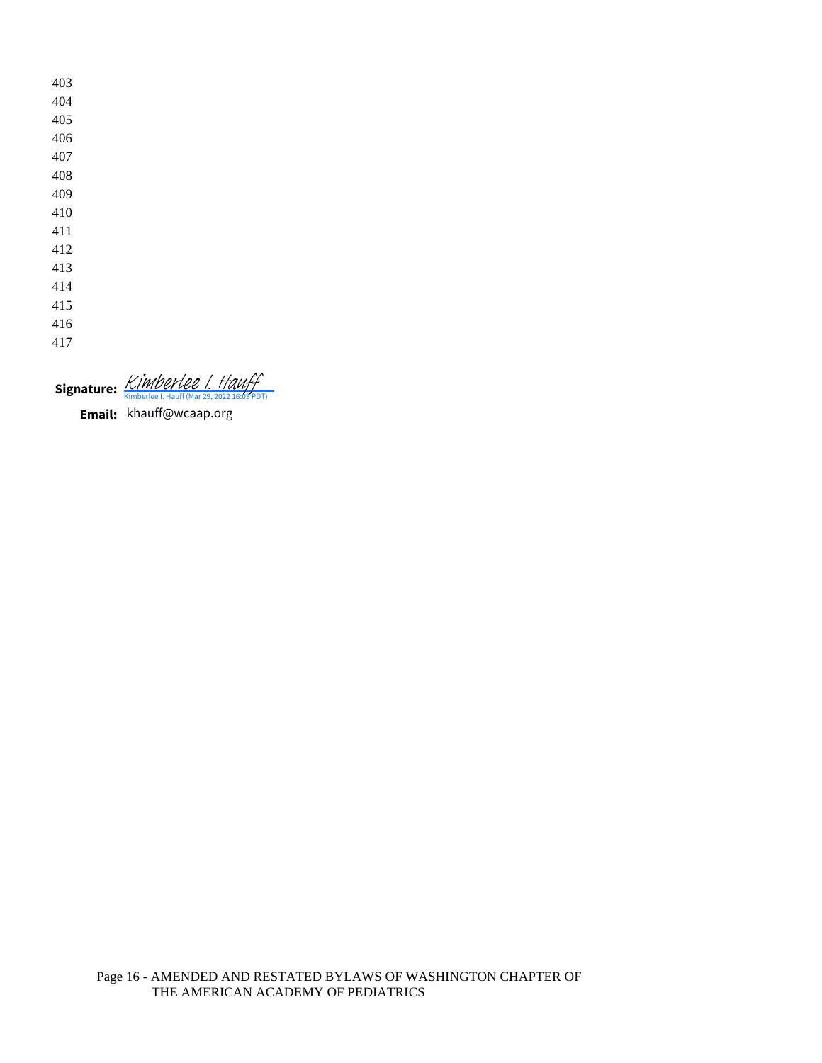403
404
405
406
407
408
409
410
411
412
413
414
415
416
417

**Signature:** Kimberlee I. Hauff
Kimberlee I. Hauff (Mar 29, 2022 16:03 PDT)

**Email:** khauff@wcaap.org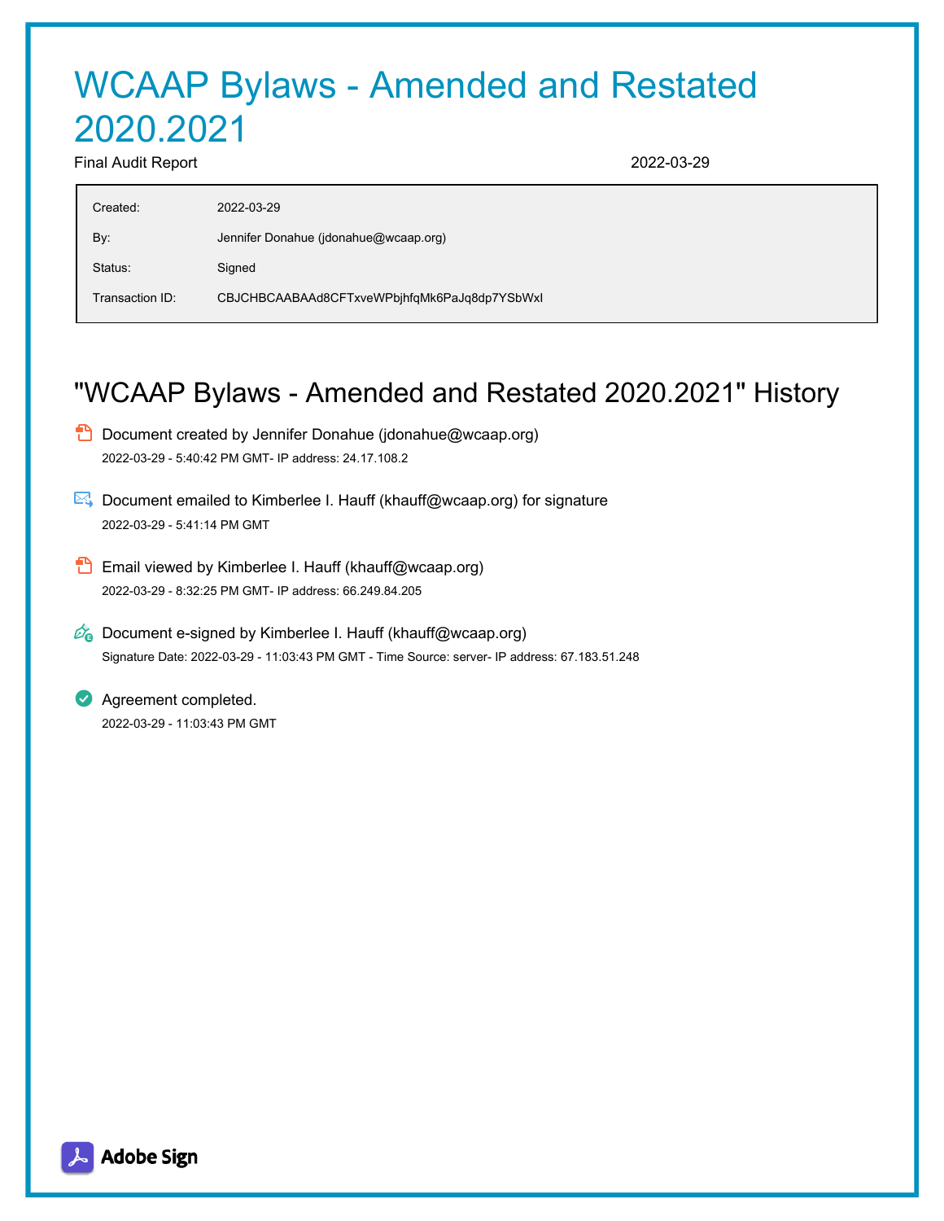# WCAAP Bylaws - Amended and Restated 2020.2021

Final Audit Report 2022-03-29

| | |
|---|---|
| Created: | 2022-03-29 |
| By: | Jennifer Donahue (jdonahue@wcaap.org) |
| Status: | Signed |
| Transaction ID: | CBJCHBCAABAAd8CFTxveWPbjhfqMk6PaJq8dp7YSbWxI |

## "WCAAP Bylaws - Amended and Restated 2020.2021" History

- Document created by Jennifer Donahue (jdonahue@wcaap.org)
  2022-03-29 - 5:40:42 PM GMT- IP address: 24.17.108.2

- Document emailed to Kimberlee I. Hauff (khauff@wcaap.org) for signature
  2022-03-29 - 5:41:14 PM GMT

- Email viewed by Kimberlee I. Hauff (khauff@wcaap.org)
  2022-03-29 - 8:32:25 PM GMT- IP address: 66.249.84.205

- Document e-signed by Kimberlee I. Hauff (khauff@wcaap.org)
  Signature Date: 2022-03-29 - 11:03:43 PM GMT - Time Source: server- IP address: 67.183.51.248

- Agreement completed.
  2022-03-29 - 11:03:43 PM GMT

Adobe Sign